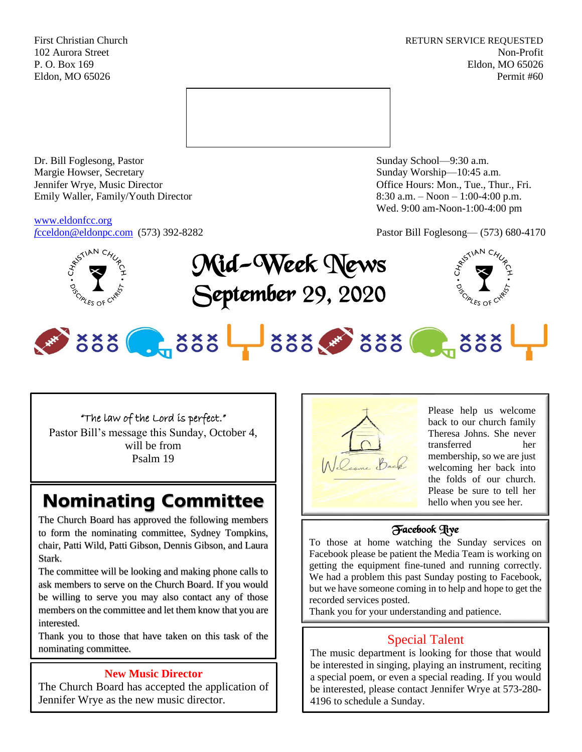First Christian Church
102 Aurora Street
P. O. Box 169
Eldon, MO 65026

RETURN SERVICE REQUESTED
Non-Profit
Eldon, MO 65026
Permit #60

Dr. Bill Foglesong, Pastor
Margie Howser, Secretary
Jennifer Wrye, Music Director
Emily Waller, Family/Youth Director

www.eldonfcc.org
fcceldon@eldonpc.com (573) 392-8282

Sunday School—9:30 a.m.
Sunday Worship—10:45 a.m.
Office Hours: Mon., Tue., Thur., Fri.
8:30 a.m. – Noon – 1:00-4:00 p.m.
Wed. 9:00 am-Noon-1:00-4:00 pm

Pastor Bill Foglesong— (573) 680-4170

# Mid-Week News
# September 29, 2020

"The law of the Lord is perfect."
Pastor Bill's message this Sunday, October 4, will be from
Psalm 19

## Nominating Committee

The Church Board has approved the following members to form the nominating committee, Sydney Tompkins, chair, Patti Wild, Patti Gibson, Dennis Gibson, and Laura Stark.

The committee will be looking and making phone calls to ask members to serve on the Church Board. If you would be willing to serve you may also contact any of those members on the committee and let them know that you are interested.

Thank you to those that have taken on this task of the nominating committee.

### New Music Director

The Church Board has accepted the application of Jennifer Wrye as the new music director.

Welcome Back

Please help us welcome back to our church family Theresa Johns. She never transferred her membership, so we are just welcoming her back into the folds of our church. Please be sure to tell her hello when you see her.

### Facebook Live

To those at home watching the Sunday services on Facebook please be patient the Media Team is working on getting the equipment fine-tuned and running correctly. We had a problem this past Sunday posting to Facebook, but we have someone coming in to help and hope to get the recorded services posted.
Thank you for your understanding and patience.

### Special Talent

The music department is looking for those that would be interested in singing, playing an instrument, reciting a special poem, or even a special reading. If you would be interested, please contact Jennifer Wrye at 573-280-4196 to schedule a Sunday.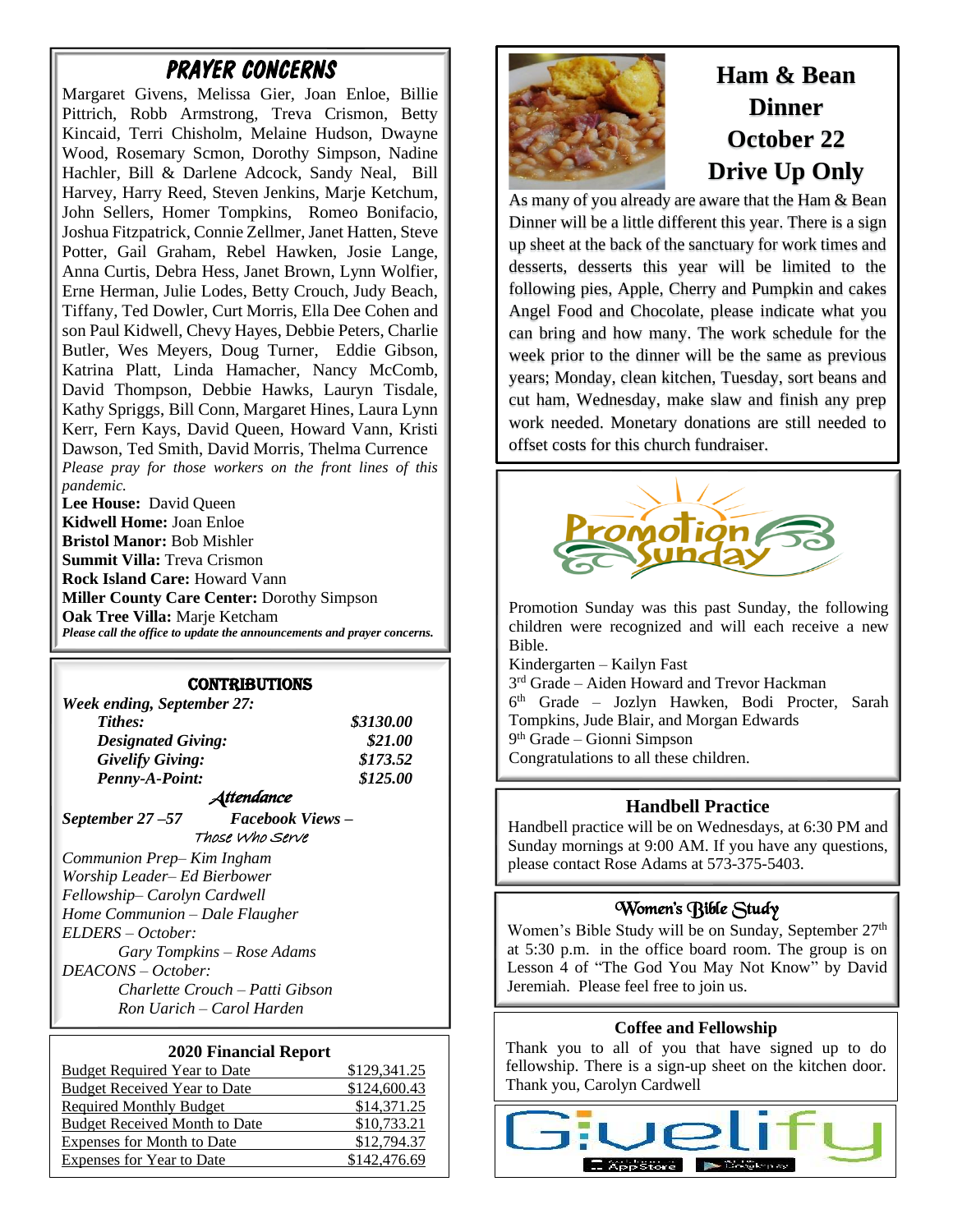## PRAYER CONCERNS

Margaret Givens, Melissa Gier, Joan Enloe, Billie Pittrich, Robb Armstrong, Treva Crismon, Betty Kincaid, Terri Chisholm, Melaine Hudson, Dwayne Wood, Rosemary Scmon, Dorothy Simpson, Nadine Hachler, Bill & Darlene Adcock, Sandy Neal, Bill Harvey, Harry Reed, Steven Jenkins, Marje Ketchum, John Sellers, Homer Tompkins, Romeo Bonifacio, Joshua Fitzpatrick, Connie Zellmer, Janet Hatten, Steve Potter, Gail Graham, Rebel Hawken, Josie Lange, Anna Curtis, Debra Hess, Janet Brown, Lynn Wolfier, Erne Herman, Julie Lodes, Betty Crouch, Judy Beach, Tiffany, Ted Dowler, Curt Morris, Ella Dee Cohen and son Paul Kidwell, Chevy Hayes, Debbie Peters, Charlie Butler, Wes Meyers, Doug Turner, Eddie Gibson, Katrina Platt, Linda Hamacher, Nancy McComb, David Thompson, Debbie Hawks, Lauryn Tisdale, Kathy Spriggs, Bill Conn, Margaret Hines, Laura Lynn Kerr, Fern Kays, David Queen, Howard Vann, Kristi Dawson, Ted Smith, David Morris, Thelma Currence

*Please pray for those workers on the front lines of this pandemic.*

**Lee House:** David Queen
**Kidwell Home:** Joan Enloe
**Bristol Manor:** Bob Mishler
**Summit Villa:** Treva Crismon
**Rock Island Care:** Howard Vann
**Miller County Care Center:** Dorothy Simpson
**Oak Tree Villa:** Marje Ketcham

***Please call the office to update the announcements and prayer concerns.***

## CONTRIBUTIONS

***Week ending, September 27:***

| | |
|---|---|
| ***Tithes:*** | ***$3130.00*** |
| ***Designated Giving:*** | ***$21.00*** |
| ***Givelify Giving:*** | ***$173.52*** |
| ***Penny-A-Point:*** | ***$125.00*** |

### *Attendance*

***September 27 –57*** ***Facebook Views –***

*Those Who Serve*

*Communion Prep– Kim Ingham*
*Worship Leader– Ed Bierbower*
*Fellowship– Carolyn Cardwell*
*Home Communion – Dale Flaugher*
*ELDERS – October:*
*Gary Tompkins – Rose Adams*
*DEACONS – October:*
*Charlette Crouch – Patti Gibson*
*Ron Uarich – Carol Harden*

## 2020 Financial Report

| | |
|---|---|
| Budget Required Year to Date | $129,341.25 |
| Budget Received Year to Date | $124,600.43 |
| Required Monthly Budget | $14,371.25 |
| Budget Received Month to Date | $10,733.21 |
| Expenses for Month to Date | $12,794.37 |
| Expenses for Year to Date | $142,476.69 |

## Ham & Bean Dinner October 22 Drive Up Only

As many of you already are aware that the Ham & Bean Dinner will be a little different this year. There is a sign up sheet at the back of the sanctuary for work times and desserts, desserts this year will be limited to the following pies, Apple, Cherry and Pumpkin and cakes Angel Food and Chocolate, please indicate what you can bring and how many. The work schedule for the week prior to the dinner will be the same as previous years; Monday, clean kitchen, Tuesday, sort beans and cut ham, Wednesday, make slaw and finish any prep work needed. Monetary donations are still needed to offset costs for this church fundraiser.

## Promotion Sunday

Promotion Sunday was this past Sunday, the following children were recognized and will each receive a new Bible.

Kindergarten – Kailyn Fast
3rd Grade – Aiden Howard and Trevor Hackman
6th Grade – Jozlyn Hawken, Bodi Procter, Sarah Tompkins, Jude Blair, and Morgan Edwards
9th Grade – Gionni Simpson
Congratulations to all these children.

## Handbell Practice

Handbell practice will be on Wednesdays, at 6:30 PM and Sunday mornings at 9:00 AM. If you have any questions, please contact Rose Adams at 573-375-5403.

## Women's Bible Study

Women's Bible Study will be on Sunday, September 27th at 5:30 p.m. in the office board room. The group is on Lesson 4 of "The God You May Not Know" by David Jeremiah. Please feel free to join us.

## Coffee and Fellowship

Thank you to all of you that have signed up to do fellowship. There is a sign-up sheet on the kitchen door. Thank you, Carolyn Cardwell

Givelify